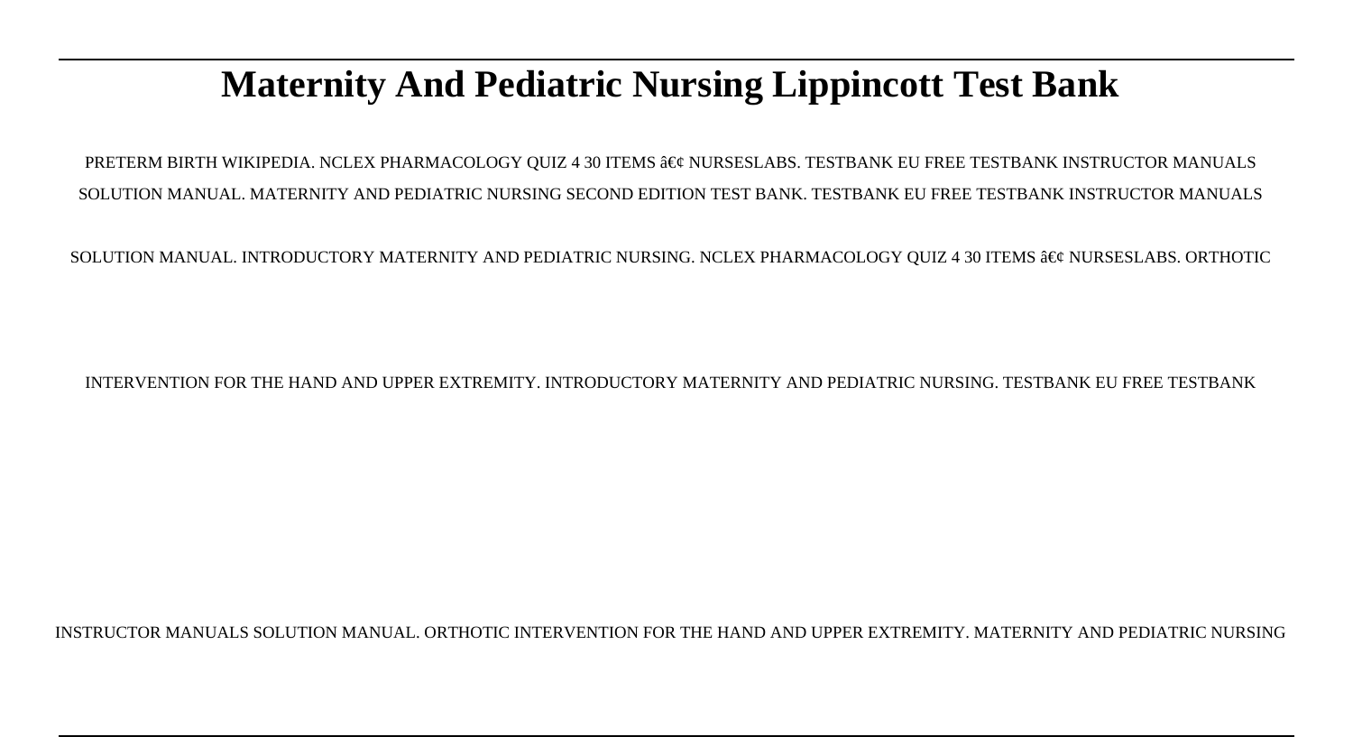# Maternity And Pediatric Nursing Lippincott Test Bank

PRETERM BIRTH WIKIPEDIA. NCLEX PHARMACOLOGY QUIZ 4 30 ITEMS â€¢ NURSESLABS. TESTBANK EU FREE TESTBANK INSTRUCTOR MANUALS SOLUTION MANUAL. MATERNITY AND PEDIATRIC NURSING SECOND EDITION TEST BANK. TESTBANK EU FREE TESTBANK INSTRUCTOR MANUALS SOLUTION MANUAL. INTRODUCTORY MATERNITY AND PEDIATRIC NURSING. NCLEX PHARMACOLOGY QUIZ 4 30 ITEMS â€¢ NURSESLABS. ORTHOTIC INTERVENTION FOR THE HAND AND UPPER EXTREMITY. INTRODUCTORY MATERNITY AND PEDIATRIC NURSING. TESTBANK EU FREE TESTBANK INSTRUCTOR MANUALS SOLUTION MANUAL. ORTHOTIC INTERVENTION FOR THE HAND AND UPPER EXTREMITY. MATERNITY AND PEDIATRIC NURSING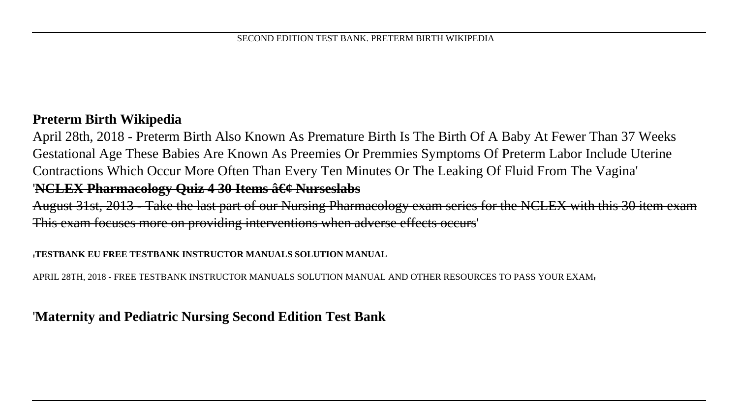**Preterm Birth Wikipedia**

April 28th, 2018 - Preterm Birth Also Known As Premature Birth Is The Birth Of A Baby At Fewer Than 37 Weeks Gestational Age These Babies Are Known As Preemies Or Premmies Symptoms Of Preterm Labor Include Uterine Contractions Which Occur More Often Than Every Ten Minutes Or The Leaking Of Fluid From The Vagina'

'~~**NCLEX Pharmacology Quiz 4 30 Items â€¢ Nurseslabs**~~

~~August 31st, 2013 - Take the last part of our Nursing Pharmacology exam series for the NCLEX with this 30 item exam This exam focuses more on providing interventions when adverse effects occurs~~'

'**TESTBANK EU FREE TESTBANK INSTRUCTOR MANUALS SOLUTION MANUAL**

APRIL 28TH, 2018 - FREE TESTBANK INSTRUCTOR MANUALS SOLUTION MANUAL AND OTHER RESOURCES TO PASS YOUR EXAM'

'**Maternity and Pediatric Nursing Second Edition Test Bank**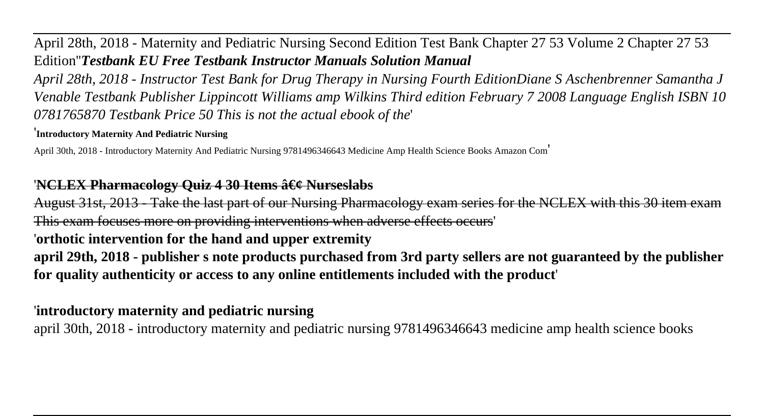April 28th, 2018 - Maternity and Pediatric Nursing Second Edition Test Bank Chapter 27 53 Volume 2 Chapter 27 53 Edition''***Testbank EU Free Testbank Instructor Manuals Solution Manual***

*April 28th, 2018 - Instructor Test Bank for Drug Therapy in Nursing Fourth EditionDiane S Aschenbrenner Samantha J Venable Testbank Publisher Lippincott Williams amp Wilkins Third edition February 7 2008 Language English ISBN 10 0781765870 Testbank Price 50 This is not the actual ebook of the*'

'**Introductory Maternity And Pediatric Nursing**

April 30th, 2018 - Introductory Maternity And Pediatric Nursing 9781496346643 Medicine Amp Health Science Books Amazon Com'

'~~**NCLEX Pharmacology Quiz 4 30 Items â€¢ Nurseslabs**~~

~~August 31st, 2013 - Take the last part of our Nursing Pharmacology exam series for the NCLEX with this 30 item exam This exam focuses more on providing interventions when adverse effects occurs~~'

'**orthotic intervention for the hand and upper extremity**

**april 29th, 2018 - publisher s note products purchased from 3rd party sellers are not guaranteed by the publisher for quality authenticity or access to any online entitlements included with the product**'

'**introductory maternity and pediatric nursing**

april 30th, 2018 - introductory maternity and pediatric nursing 9781496346643 medicine amp health science books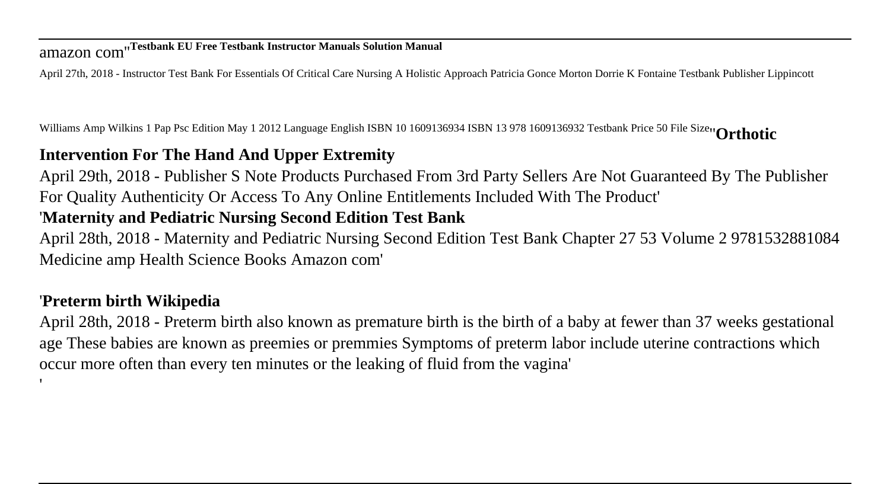amazon com''**Testbank EU Free Testbank Instructor Manuals Solution Manual**

April 27th, 2018 - Instructor Test Bank For Essentials Of Critical Care Nursing A Holistic Approach Patricia Gonce Morton Dorrie K Fontaine Testbank Publisher Lippincott

Williams Amp Wilkins 1 Pap Psc Edition May 1 2012 Language English ISBN 10 1609136934 ISBN 13 978 1609136932 Testbank Price 50 File Size''**Orthotic Intervention For The Hand And Upper Extremity**

April 29th, 2018 - Publisher S Note Products Purchased From 3rd Party Sellers Are Not Guaranteed By The Publisher For Quality Authenticity Or Access To Any Online Entitlements Included With The Product'

'**Maternity and Pediatric Nursing Second Edition Test Bank**

April 28th, 2018 - Maternity and Pediatric Nursing Second Edition Test Bank Chapter 27 53 Volume 2 9781532881084 Medicine amp Health Science Books Amazon com'

'**Preterm birth Wikipedia**

April 28th, 2018 - Preterm birth also known as premature birth is the birth of a baby at fewer than 37 weeks gestational age These babies are known as preemies or premmies Symptoms of preterm labor include uterine contractions which occur more often than every ten minutes or the leaking of fluid from the vagina'

'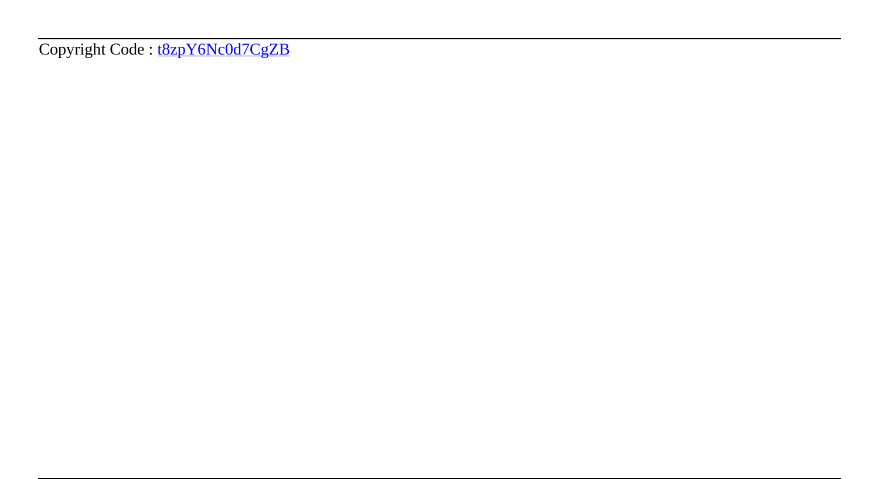Copyright Code : [t8zpY6Nc0d7CgZB]()